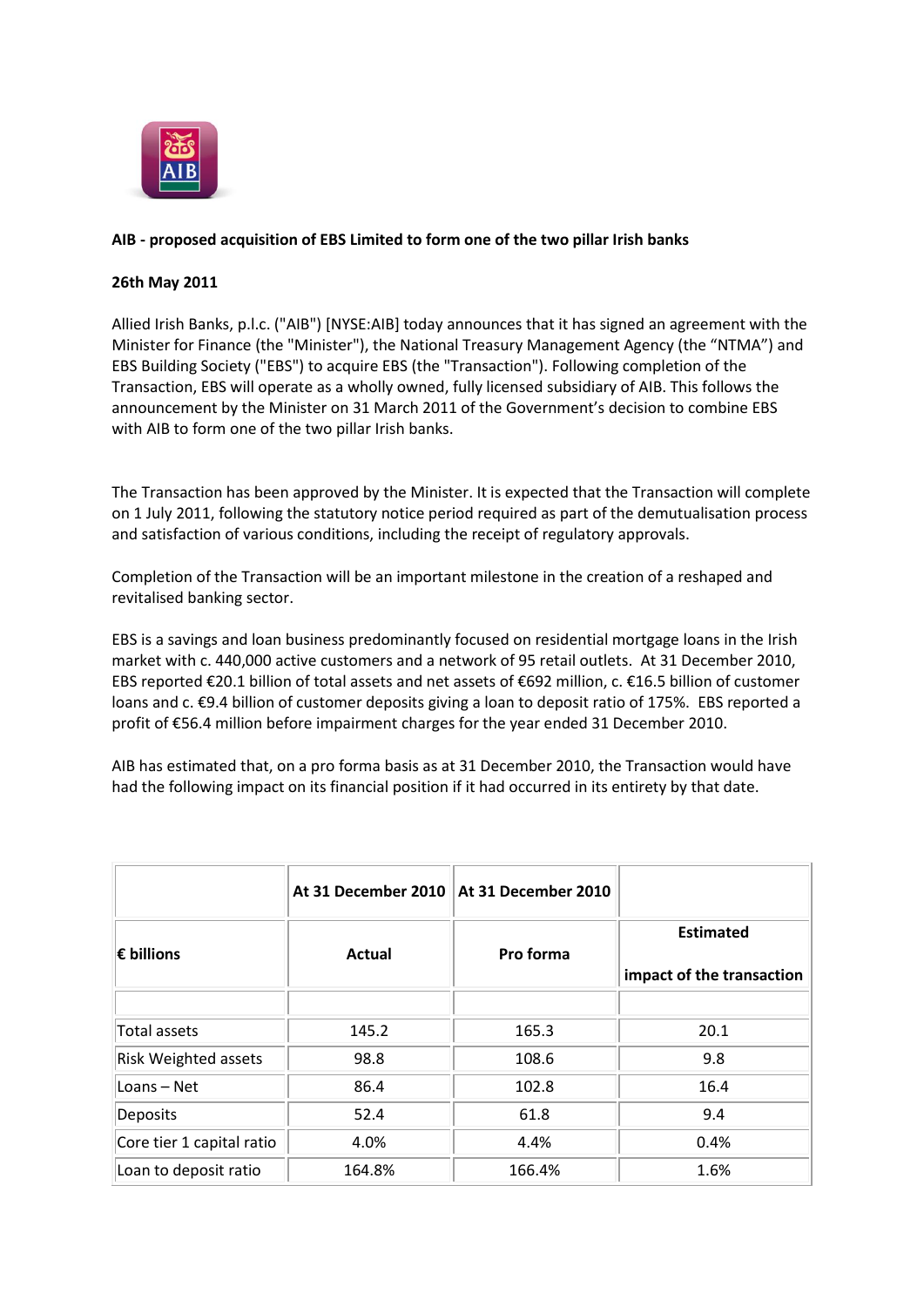**AIB - proposed acquisition of EBS Limited to form one of the two pillar Irish banks**

**26th May 2011**

Allied Irish Banks, p.l.c. ("AIB") [NYSE:AIB] today announces that it has signed an agreement with the Minister for Finance (the "Minister"), the National Treasury Management Agency (the "NTMA") and EBS Building Society ("EBS") to acquire EBS (the "Transaction"). Following completion of the Transaction, EBS will operate as a wholly owned, fully licensed subsidiary of AIB. This follows the announcement by the Minister on 31 March 2011 of the Government's decision to combine EBS with AIB to form one of the two pillar Irish banks.

The Transaction has been approved by the Minister. It is expected that the Transaction will complete on 1 July 2011, following the statutory notice period required as part of the demutualisation process and satisfaction of various conditions, including the receipt of regulatory approvals.

Completion of the Transaction will be an important milestone in the creation of a reshaped and revitalised banking sector.

EBS is a savings and loan business predominantly focused on residential mortgage loans in the Irish market with c. 440,000 active customers and a network of 95 retail outlets. At 31 December 2010, EBS reported €20.1 billion of total assets and net assets of €692 million, c. €16.5 billion of customer loans and c. €9.4 billion of customer deposits giving a loan to deposit ratio of 175%. EBS reported a profit of €56.4 million before impairment charges for the year ended 31 December 2010.

AIB has estimated that, on a pro forma basis as at 31 December 2010, the Transaction would have had the following impact on its financial position if it had occurred in its entirety by that date.

| | At 31 December 2010 | At 31 December 2010 | |
|---|---|---|---|
| **€ billions** | **Actual** | **Pro forma** | **Estimated impact of the transaction** |
| | | | |
| Total assets | 145.2 | 165.3 | 20.1 |
| Risk Weighted assets | 98.8 | 108.6 | 9.8 |
| Loans – Net | 86.4 | 102.8 | 16.4 |
| Deposits | 52.4 | 61.8 | 9.4 |
| Core tier 1 capital ratio | 4.0% | 4.4% | 0.4% |
| Loan to deposit ratio | 164.8% | 166.4% | 1.6% |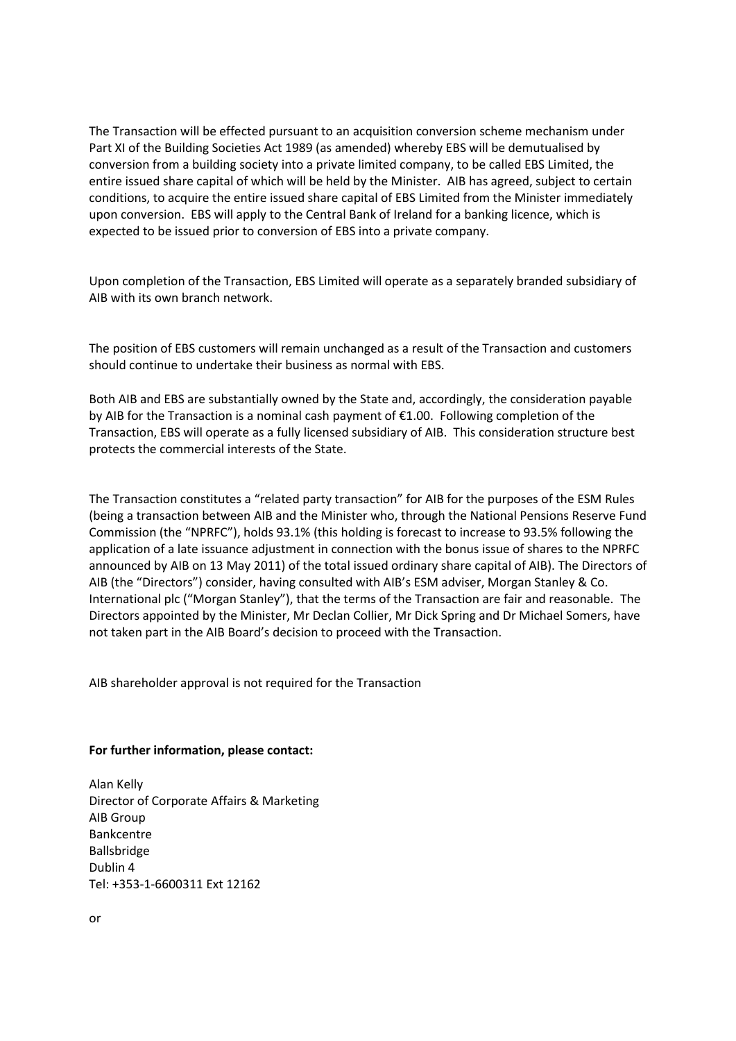The Transaction will be effected pursuant to an acquisition conversion scheme mechanism under Part XI of the Building Societies Act 1989 (as amended) whereby EBS will be demutualised by conversion from a building society into a private limited company, to be called EBS Limited, the entire issued share capital of which will be held by the Minister. AIB has agreed, subject to certain conditions, to acquire the entire issued share capital of EBS Limited from the Minister immediately upon conversion. EBS will apply to the Central Bank of Ireland for a banking licence, which is expected to be issued prior to conversion of EBS into a private company.

Upon completion of the Transaction, EBS Limited will operate as a separately branded subsidiary of AIB with its own branch network.

The position of EBS customers will remain unchanged as a result of the Transaction and customers should continue to undertake their business as normal with EBS.

Both AIB and EBS are substantially owned by the State and, accordingly, the consideration payable by AIB for the Transaction is a nominal cash payment of €1.00. Following completion of the Transaction, EBS will operate as a fully licensed subsidiary of AIB. This consideration structure best protects the commercial interests of the State.

The Transaction constitutes a "related party transaction" for AIB for the purposes of the ESM Rules (being a transaction between AIB and the Minister who, through the National Pensions Reserve Fund Commission (the "NPRFC"), holds 93.1% (this holding is forecast to increase to 93.5% following the application of a late issuance adjustment in connection with the bonus issue of shares to the NPRFC announced by AIB on 13 May 2011) of the total issued ordinary share capital of AIB). The Directors of AIB (the "Directors") consider, having consulted with AIB's ESM adviser, Morgan Stanley & Co. International plc ("Morgan Stanley"), that the terms of the Transaction are fair and reasonable. The Directors appointed by the Minister, Mr Declan Collier, Mr Dick Spring and Dr Michael Somers, have not taken part in the AIB Board's decision to proceed with the Transaction.

AIB shareholder approval is not required for the Transaction

**For further information, please contact:**

Alan Kelly
Director of Corporate Affairs & Marketing
AIB Group
Bankcentre
Ballsbridge
Dublin 4
Tel: +353-1-6600311 Ext 12162

or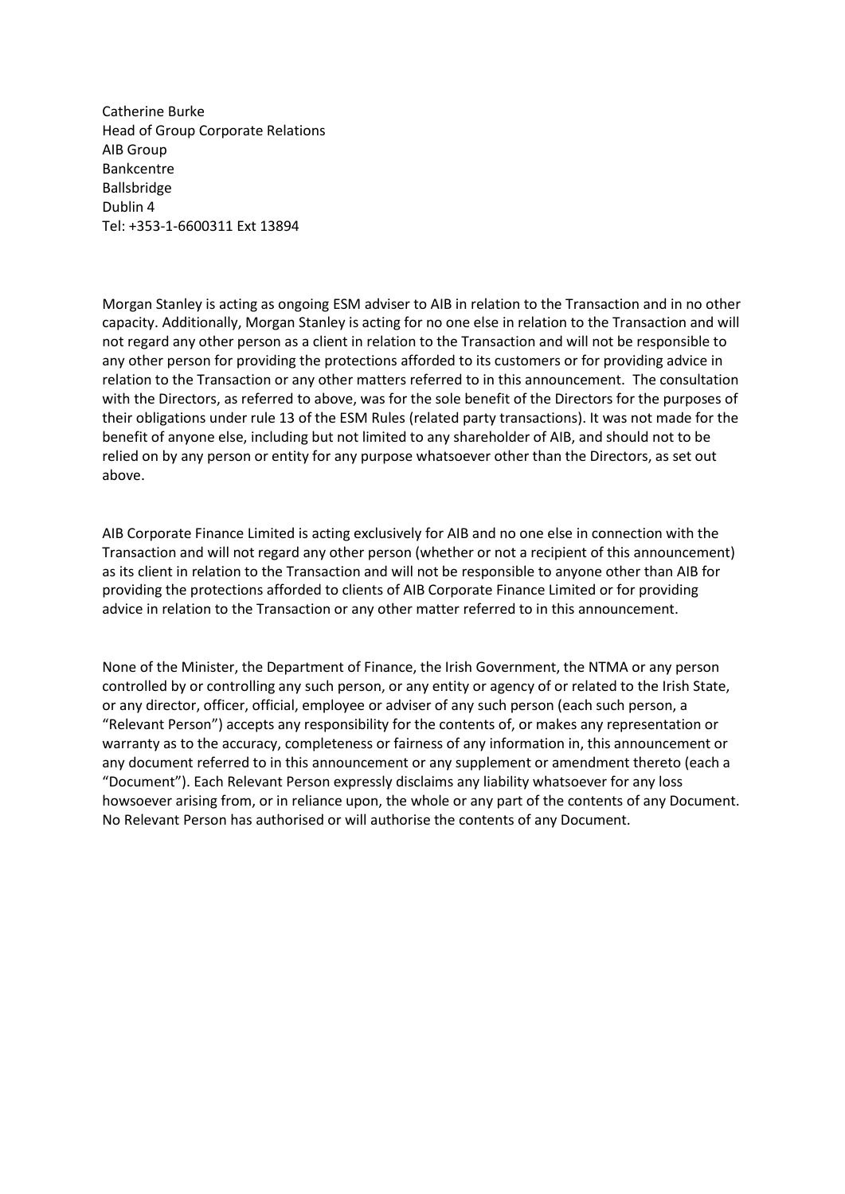Catherine Burke
Head of Group Corporate Relations
AIB Group
Bankcentre
Ballsbridge
Dublin 4
Tel: +353-1-6600311 Ext 13894

Morgan Stanley is acting as ongoing ESM adviser to AIB in relation to the Transaction and in no other capacity. Additionally, Morgan Stanley is acting for no one else in relation to the Transaction and will not regard any other person as a client in relation to the Transaction and will not be responsible to any other person for providing the protections afforded to its customers or for providing advice in relation to the Transaction or any other matters referred to in this announcement. The consultation with the Directors, as referred to above, was for the sole benefit of the Directors for the purposes of their obligations under rule 13 of the ESM Rules (related party transactions). It was not made for the benefit of anyone else, including but not limited to any shareholder of AIB, and should not to be relied on by any person or entity for any purpose whatsoever other than the Directors, as set out above.

AIB Corporate Finance Limited is acting exclusively for AIB and no one else in connection with the Transaction and will not regard any other person (whether or not a recipient of this announcement) as its client in relation to the Transaction and will not be responsible to anyone other than AIB for providing the protections afforded to clients of AIB Corporate Finance Limited or for providing advice in relation to the Transaction or any other matter referred to in this announcement.

None of the Minister, the Department of Finance, the Irish Government, the NTMA or any person controlled by or controlling any such person, or any entity or agency of or related to the Irish State, or any director, officer, official, employee or adviser of any such person (each such person, a "Relevant Person") accepts any responsibility for the contents of, or makes any representation or warranty as to the accuracy, completeness or fairness of any information in, this announcement or any document referred to in this announcement or any supplement or amendment thereto (each a "Document"). Each Relevant Person expressly disclaims any liability whatsoever for any loss howsoever arising from, or in reliance upon, the whole or any part of the contents of any Document. No Relevant Person has authorised or will authorise the contents of any Document.